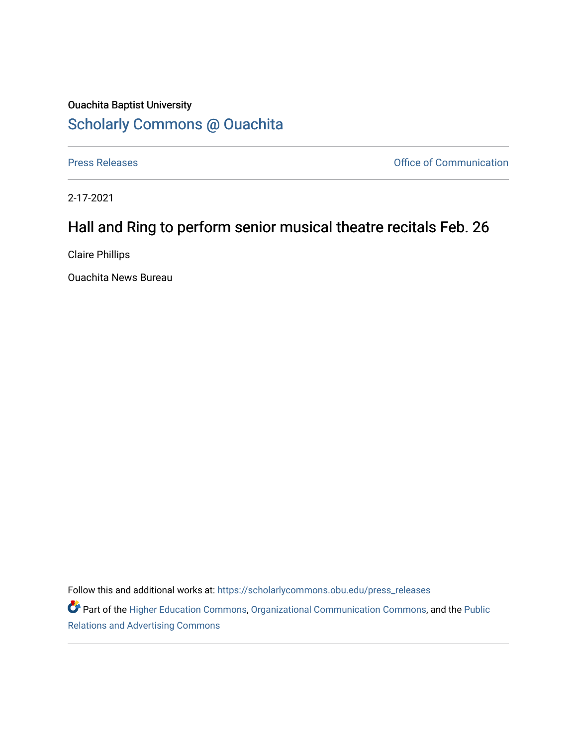Ouachita Baptist University

## Scholarly Commons @ Ouachita

Press Releases

Office of Communication

2-17-2021

# Hall and Ring to perform senior musical theatre recitals Feb. 26

Claire Phillips

Ouachita News Bureau

Follow this and additional works at: https://scholarlycommons.obu.edu/press_releases

Part of the Higher Education Commons, Organizational Communication Commons, and the Public Relations and Advertising Commons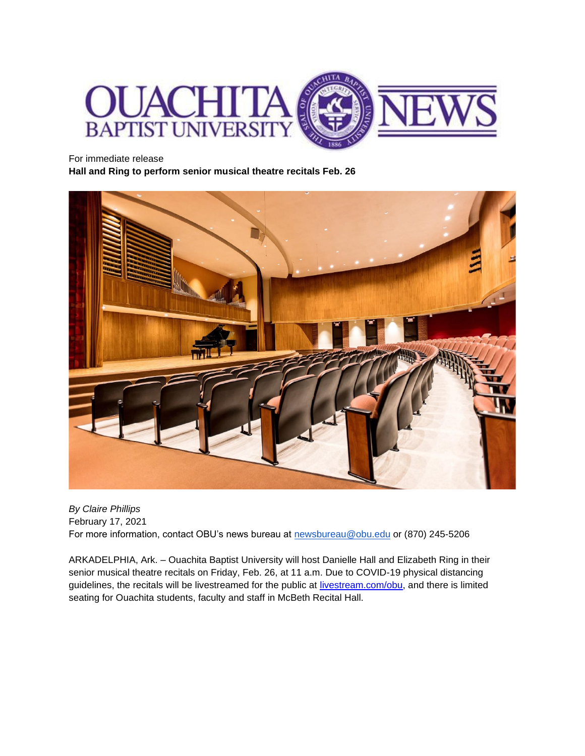For immediate release

**Hall and Ring to perform senior musical theatre recitals Feb. 26**

*By Claire Phillips*

February 17, 2021

For more information, contact OBU's news bureau at newsbureau@obu.edu or (870) 245-5206

ARKADELPHIA, Ark. – Ouachita Baptist University will host Danielle Hall and Elizabeth Ring in their senior musical theatre recitals on Friday, Feb. 26, at 11 a.m. Due to COVID-19 physical distancing guidelines, the recitals will be livestreamed for the public at livestream.com/obu, and there is limited seating for Ouachita students, faculty and staff in McBeth Recital Hall.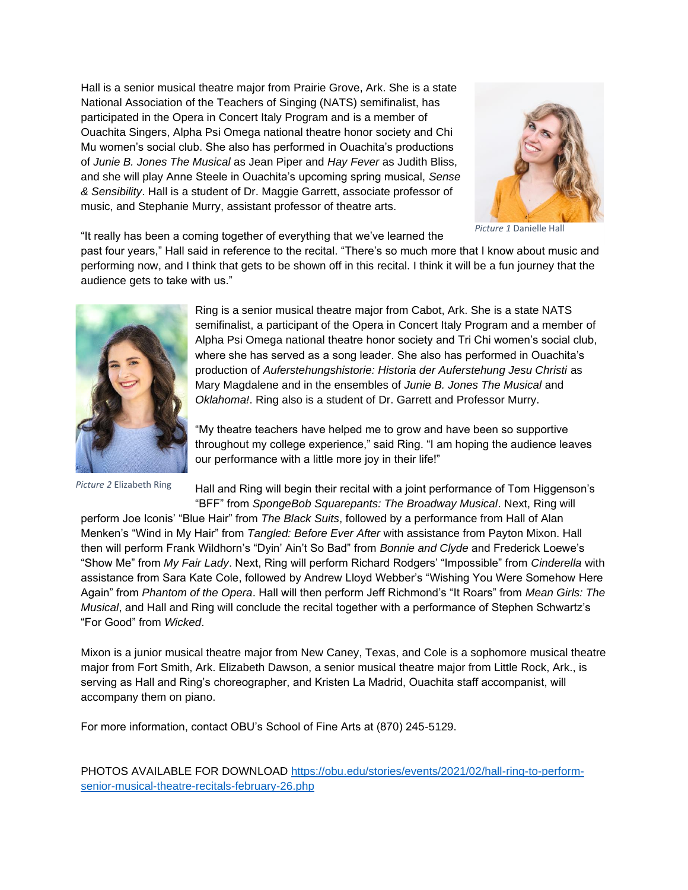Hall is a senior musical theatre major from Prairie Grove, Ark. She is a state National Association of the Teachers of Singing (NATS) semifinalist, has participated in the Opera in Concert Italy Program and is a member of Ouachita Singers, Alpha Psi Omega national theatre honor society and Chi Mu women's social club. She also has performed in Ouachita's productions of *Junie B. Jones The Musical* as Jean Piper and *Hay Fever* as Judith Bliss, and she will play Anne Steele in Ouachita's upcoming spring musical, *Sense & Sensibility*. Hall is a student of Dr. Maggie Garrett, associate professor of music, and Stephanie Murry, assistant professor of theatre arts.

*Picture 1* Danielle Hall

"It really has been a coming together of everything that we've learned the past four years," Hall said in reference to the recital. "There's so much more that I know about music and performing now, and I think that gets to be shown off in this recital. I think it will be a fun journey that the audience gets to take with us."

Ring is a senior musical theatre major from Cabot, Ark. She is a state NATS semifinalist, a participant of the Opera in Concert Italy Program and a member of Alpha Psi Omega national theatre honor society and Tri Chi women's social club, where she has served as a song leader. She also has performed in Ouachita's production of *Auferstehungshistorie: Historia der Auferstehung Jesu Christi* as Mary Magdalene and in the ensembles of *Junie B. Jones The Musical* and *Oklahoma!*. Ring also is a student of Dr. Garrett and Professor Murry.

"My theatre teachers have helped me to grow and have been so supportive throughout my college experience," said Ring. "I am hoping the audience leaves our performance with a little more joy in their life!"

*Picture 2* Elizabeth Ring

Hall and Ring will begin their recital with a joint performance of Tom Higgenson's "BFF" from *SpongeBob Squarepants: The Broadway Musical*. Next, Ring will perform Joe Iconis' "Blue Hair" from *The Black Suits*, followed by a performance from Hall of Alan Menken's "Wind in My Hair" from *Tangled: Before Ever After* with assistance from Payton Mixon. Hall then will perform Frank Wildhorn's "Dyin' Ain't So Bad" from *Bonnie and Clyde* and Frederick Loewe's "Show Me" from *My Fair Lady*. Next, Ring will perform Richard Rodgers' "Impossible" from *Cinderella* with assistance from Sara Kate Cole, followed by Andrew Lloyd Webber's "Wishing You Were Somehow Here Again" from *Phantom of the Opera*. Hall will then perform Jeff Richmond's "It Roars" from *Mean Girls: The Musical*, and Hall and Ring will conclude the recital together with a performance of Stephen Schwartz's "For Good" from *Wicked*.

Mixon is a junior musical theatre major from New Caney, Texas, and Cole is a sophomore musical theatre major from Fort Smith, Ark. Elizabeth Dawson, a senior musical theatre major from Little Rock, Ark., is serving as Hall and Ring's choreographer, and Kristen La Madrid, Ouachita staff accompanist, will accompany them on piano.

For more information, contact OBU's School of Fine Arts at (870) 245-5129.

PHOTOS AVAILABLE FOR DOWNLOAD [https://obu.edu/stories/events/2021/02/hall-ring-to-perform-senior-musical-theatre-recitals-february-26.php](https://obu.edu/stories/events/2021/02/hall-ring-to-perform-senior-musical-theatre-recitals-february-26.php)